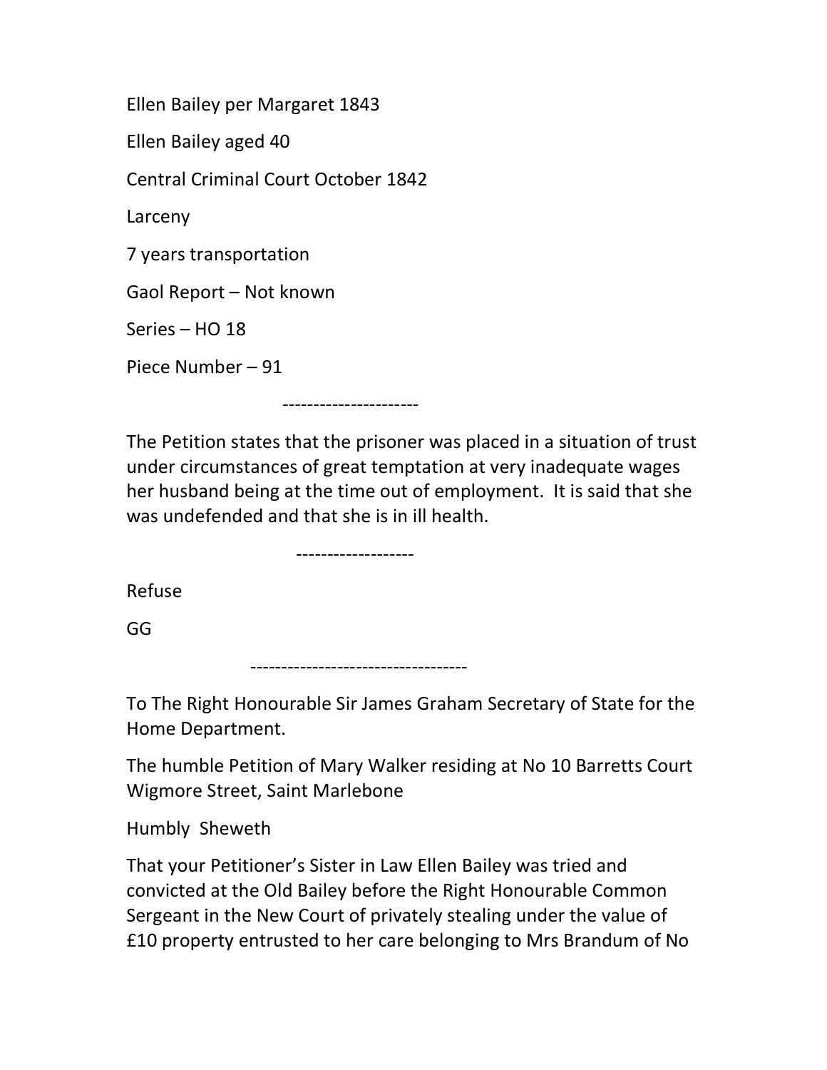Ellen Bailey per Margaret 1843

Ellen Bailey aged 40

Central Criminal Court October 1842

Larceny

7 years transportation

Gaol Report – Not known

Series – HO 18

Piece Number – 91

----------------------

The Petition states that the prisoner was placed in a situation of trust under circumstances of great temptation at very inadequate wages her husband being at the time out of employment. It is said that she was undefended and that she is in ill health.

-------------------

Refuse

GG

----------------------------------

To The Right Honourable Sir James Graham Secretary of State for the Home Department.

The humble Petition of Mary Walker residing at No 10 Barretts Court Wigmore Street, Saint Marlebone

Humbly Sheweth

That your Petitioner's Sister in Law Ellen Bailey was tried and convicted at the Old Bailey before the Right Honourable Common Sergeant in the New Court of privately stealing under the value of £10 property entrusted to her care belonging to Mrs Brandum of No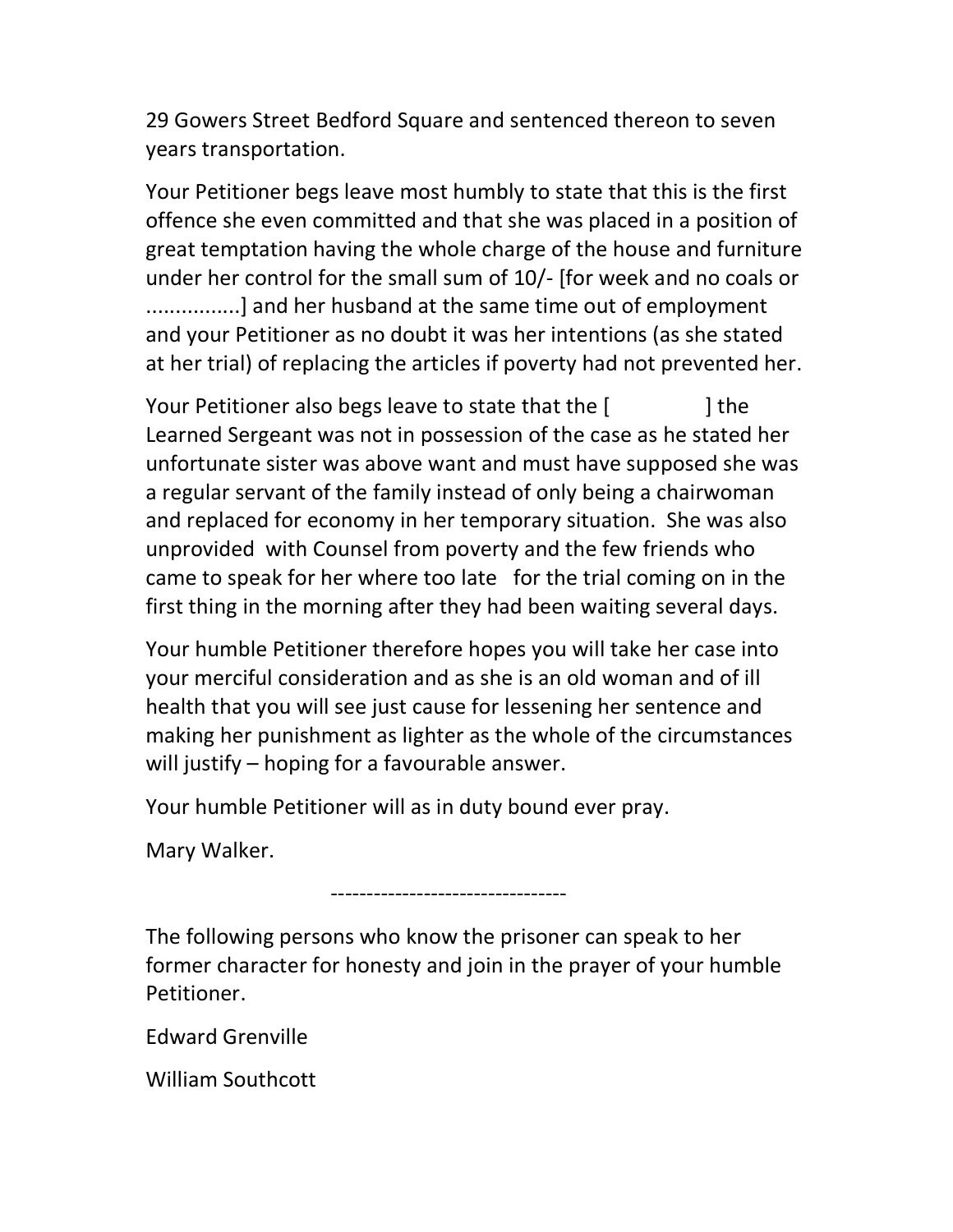29 Gowers Street Bedford Square and sentenced thereon to seven years transportation.

Your Petitioner begs leave most humbly to state that this is the first offence she even committed and that she was placed in a position of great temptation having the whole charge of the house and furniture under her control for the small sum of 10/- [for week and no coals or ................] and her husband at the same time out of employment and your Petitioner as no doubt it was her intentions (as she stated at her trial) of replacing the articles if poverty had not prevented her.

Your Petitioner also begs leave to state that the [ ] the Learned Sergeant was not in possession of the case as he stated her unfortunate sister was above want and must have supposed she was a regular servant of the family instead of only being a chairwoman and replaced for economy in her temporary situation. She was also unprovided with Counsel from poverty and the few friends who came to speak for her where too late for the trial coming on in the first thing in the morning after they had been waiting several days.

Your humble Petitioner therefore hopes you will take her case into your merciful consideration and as she is an old woman and of ill health that you will see just cause for lessening her sentence and making her punishment as lighter as the whole of the circumstances will justify – hoping for a favourable answer.

Your humble Petitioner will as in duty bound ever pray.

Mary Walker.

---------------------------------

The following persons who know the prisoner can speak to her former character for honesty and join in the prayer of your humble Petitioner.

Edward Grenville

William Southcott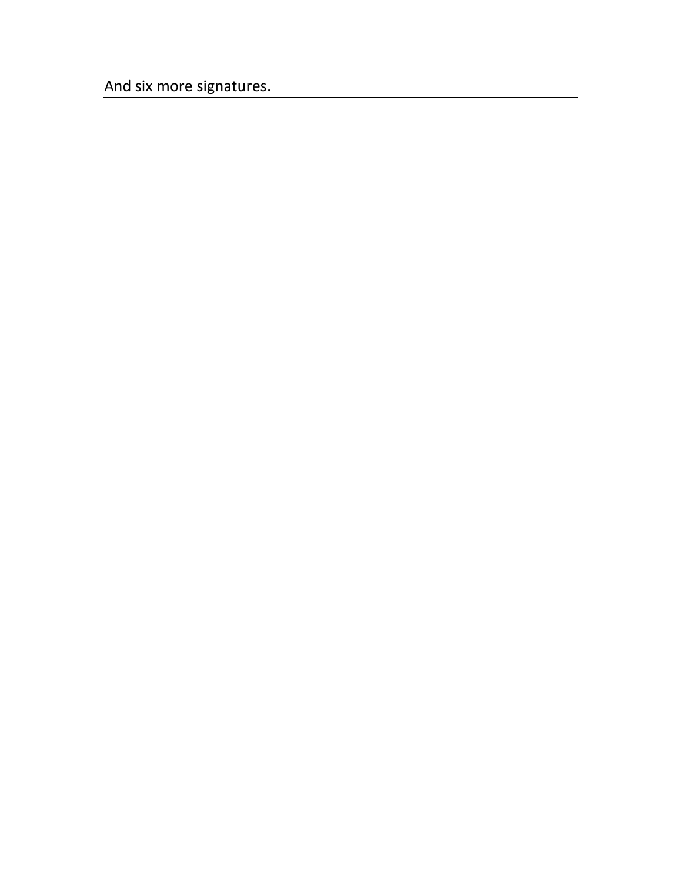And six more signatures.